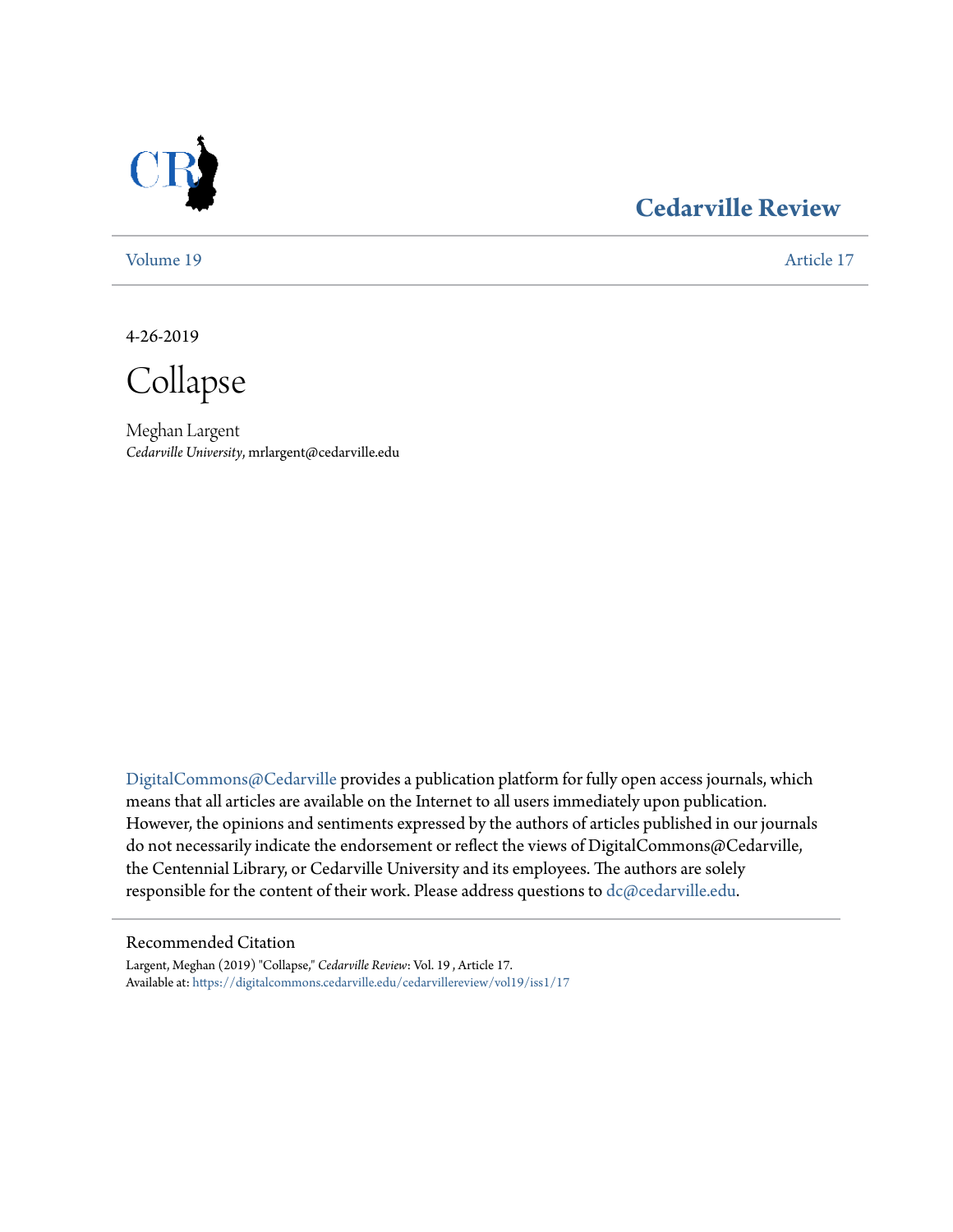# Cedarville Review

Volume 19 | Article 17

4-26-2019

# Collapse

Meghan Largent
*Cedarville University*, mrlargent@cedarville.edu

DigitalCommons@Cedarville provides a publication platform for fully open access journals, which means that all articles are available on the Internet to all users immediately upon publication. However, the opinions and sentiments expressed by the authors of articles published in our journals do not necessarily indicate the endorsement or reflect the views of DigitalCommons@Cedarville, the Centennial Library, or Cedarville University and its employees. The authors are solely responsible for the content of their work. Please address questions to dc@cedarville.edu.

## Recommended Citation

Largent, Meghan (2019) "Collapse," *Cedarville Review*: Vol. 19 , Article 17.
Available at: https://digitalcommons.cedarville.edu/cedarvillereview/vol19/iss1/17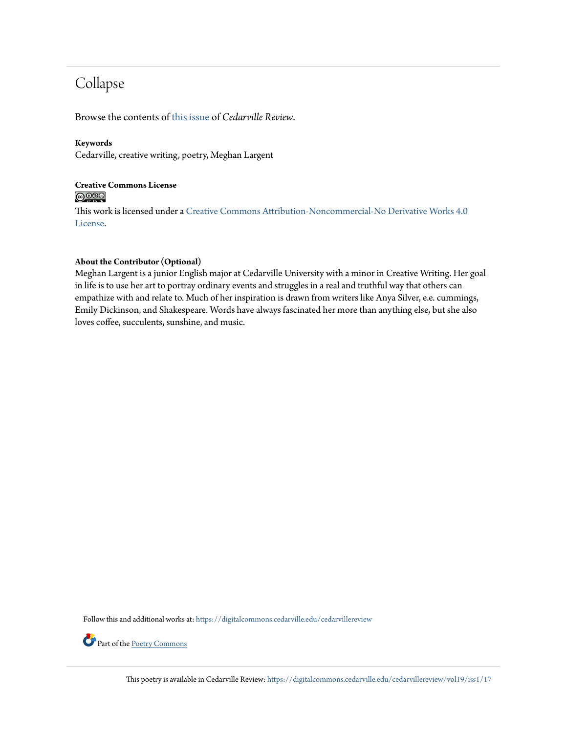# Collapse

Browse the contents of this issue of *Cedarville Review*.

**Keywords**
Cedarville, creative writing, poetry, Meghan Largent

**Creative Commons License**

This work is licensed under a Creative Commons Attribution-Noncommercial-No Derivative Works 4.0 License.

**About the Contributor (Optional)**
Meghan Largent is a junior English major at Cedarville University with a minor in Creative Writing. Her goal in life is to use her art to portray ordinary events and struggles in a real and truthful way that others can empathize with and relate to. Much of her inspiration is drawn from writers like Anya Silver, e.e. cummings, Emily Dickinson, and Shakespeare. Words have always fascinated her more than anything else, but she also loves coffee, succulents, sunshine, and music.

Follow this and additional works at: https://digitalcommons.cedarville.edu/cedarvillereview

Part of the Poetry Commons

This poetry is available in Cedarville Review: https://digitalcommons.cedarville.edu/cedarvillereview/vol19/iss1/17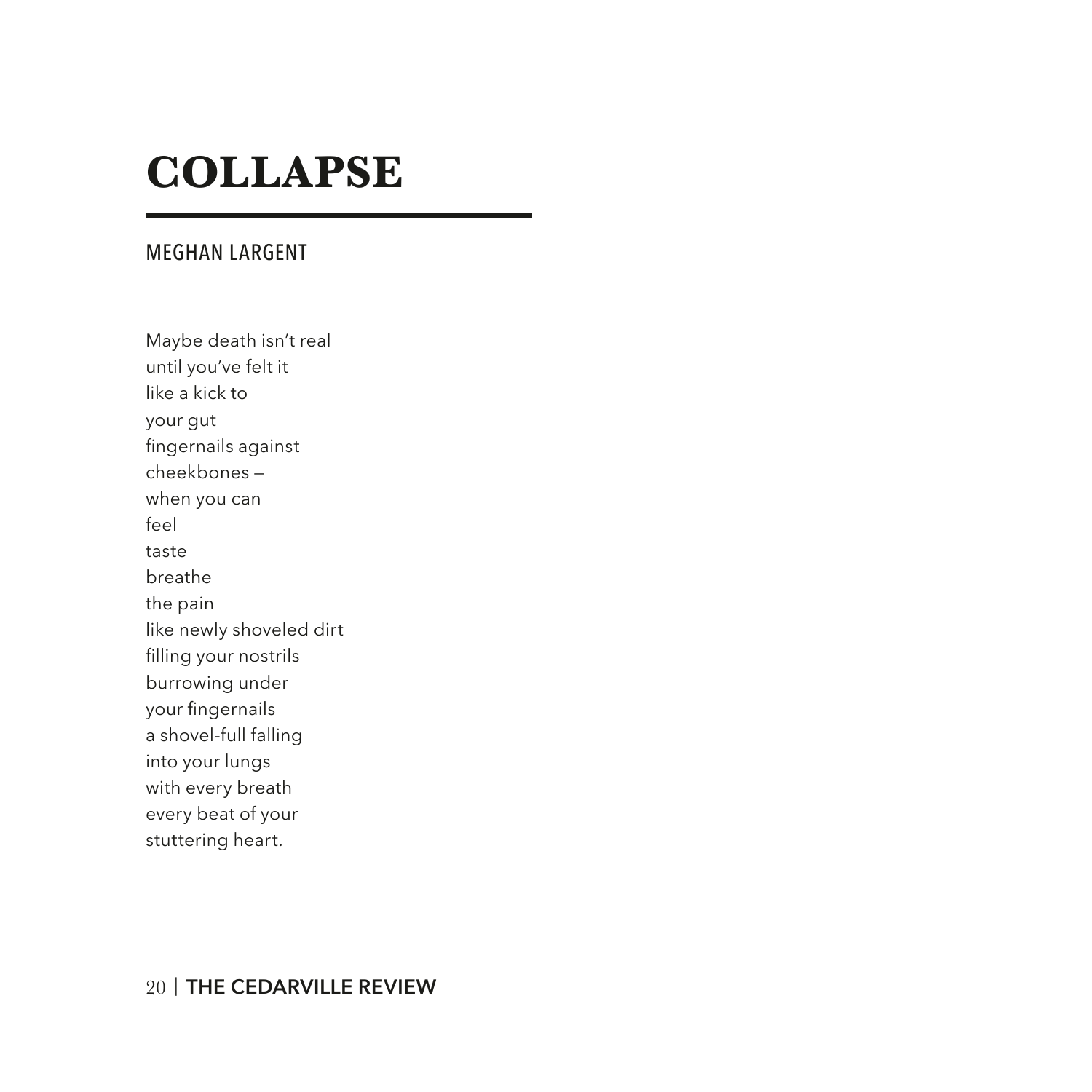# COLLAPSE

MEGHAN LARGENT

Maybe death isn't real  
until you've felt it  
like a kick to  
your gut  
fingernails against  
cheekbones —  
when you can  
feel  
taste  
breathe  
the pain  
like newly shoveled dirt  
filling your nostrils  
burrowing under  
your fingernails  
a shovel-full falling  
into your lungs  
with every breath  
every beat of your  
stuttering heart.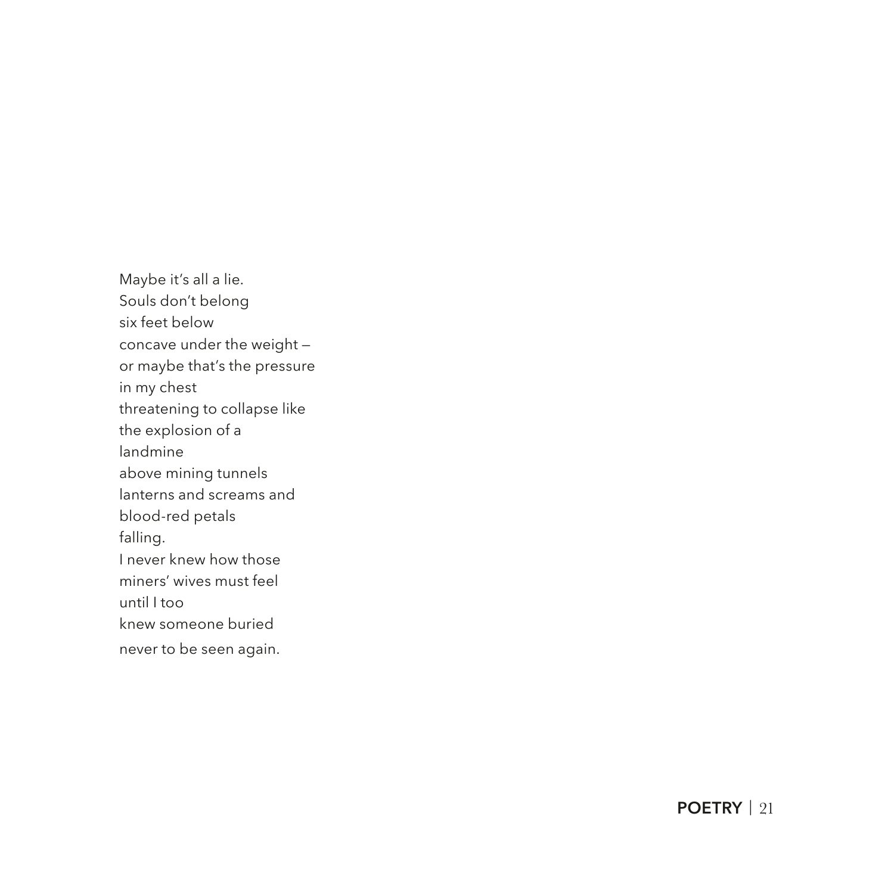Maybe it’s all a lie.  
Souls don’t belong  
six feet below  
concave under the weight —  
or maybe that’s the pressure  
in my chest  
threatening to collapse like  
the explosion of a  
landmine  
above mining tunnels  
lanterns and screams and  
blood-red petals  
falling.  
I never knew how those  
miners’ wives must feel  
until I too  
knew someone buried  
never to be seen again.